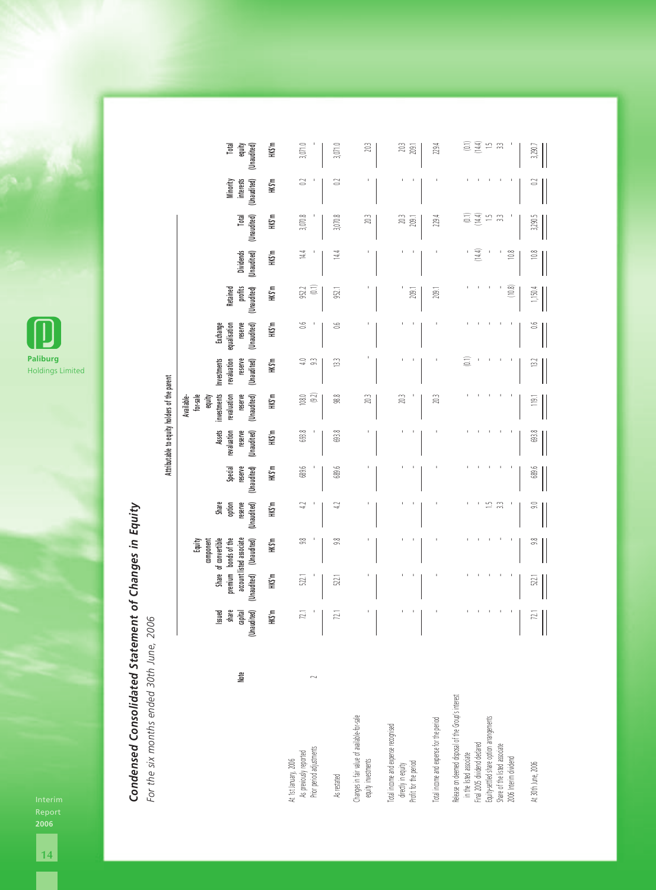# Condensed Consolidated Statement of Changes in Equity

*For the six months ended 30th June, 2006*

| | Note | Attributable to equity holders of the parent | | | | | | | | | | | | | Minority interests (Unaudited) | Total equity (Unaudited) |
|---|---|---|---|---|---|---|---|---|---|---|---|---|---|---|---|---|
| | | Issued share capital (Unaudited) | Share premium account (Unaudited) | Equity component of convertible bonds of the listed associate (Unaudited) | Share option reserve (Unaudited) | Special reserve (Unaudited) | Assets revaluation reserve (Unaudited) | Available-for-sale equity investments revaluation reserve (Unaudited) | Investments revaluation reserve (Unaudited) | Exchange equalisation reserve (Unaudited) | Retained profits (Unaudited) | Dividends (Unaudited) | Total (Unaudited) | | | |
| | | HK$'m | HK$'m | HK$'m | HK$'m | HK$'m | HK$'m | HK$'m | HK$'m | HK$'m | HK$'m | HK$'m | HK$'m | | HK$'m | HK$'m |
| At 1st January, 2006 | | | | | | | | | | | | | | | | |
| As previously reported | | 72.1 | 522.1 | 9.8 | 4.2 | 689.6 | 693.8 | 108.0 | 4.0 | 0.6 | 952.2 | 14.4 | 3,070.8 | | 0.2 | 3,071.0 |
| Prior period adjustments | 2 | - | - | - | - | - | - | (9.2) | 9.3 | - | (0.1) | - | - | | - | - |
| As restated | | 72.1 | 522.1 | 9.8 | 4.2 | 689.6 | 693.8 | 98.8 | 13.3 | 0.6 | 952.1 | 14.4 | 3,070.8 | | 0.2 | 3,071.0 |
| Changes in fair value of available-for-sale equity investments | | - | - | - | - | - | - | 20.3 | - | - | - | - | 20.3 | | - | 20.3 |
| Total income and expense recognised directly in equity | | - | - | - | - | - | - | 20.3 | - | - | - | - | 20.3 | | - | 20.3 |
| Profit for the period | | - | - | - | - | - | - | - | - | - | 209.1 | - | 209.1 | | - | 209.1 |
| Total income and expense for the period | | - | - | - | - | - | - | 20.3 | - | - | 209.1 | - | 229.4 | | - | 229.4 |
| Release on deemed disposal of the Group's interest in the listed associate | | - | - | - | - | - | - | - | (0.1) | - | - | - | (0.1) | | - | (0.1) |
| Final 2005 dividend declared | | - | - | - | - | - | - | - | - | - | - | (14.4) | (14.4) | | - | (14.4) |
| Equity-settled share option arrangements | | - | - | - | 1.5 | - | - | - | - | - | - | - | 1.5 | | - | 1.5 |
| Share of the listed associate | | - | - | - | 3.3 | - | - | - | - | - | - | - | 3.3 | | - | 3.3 |
| 2006 interim dividend | | - | - | - | - | - | - | - | - | - | (10.8) | 10.8 | - | | - | - |
| At 30th June, 2006 | | 72.1 | 522.1 | 9.8 | 9.0 | 689.6 | 693.8 | 119.1 | 13.2 | 0.6 | 1,150.4 | 10.8 | 3,290.5 | | 0.2 | 3,290.7 |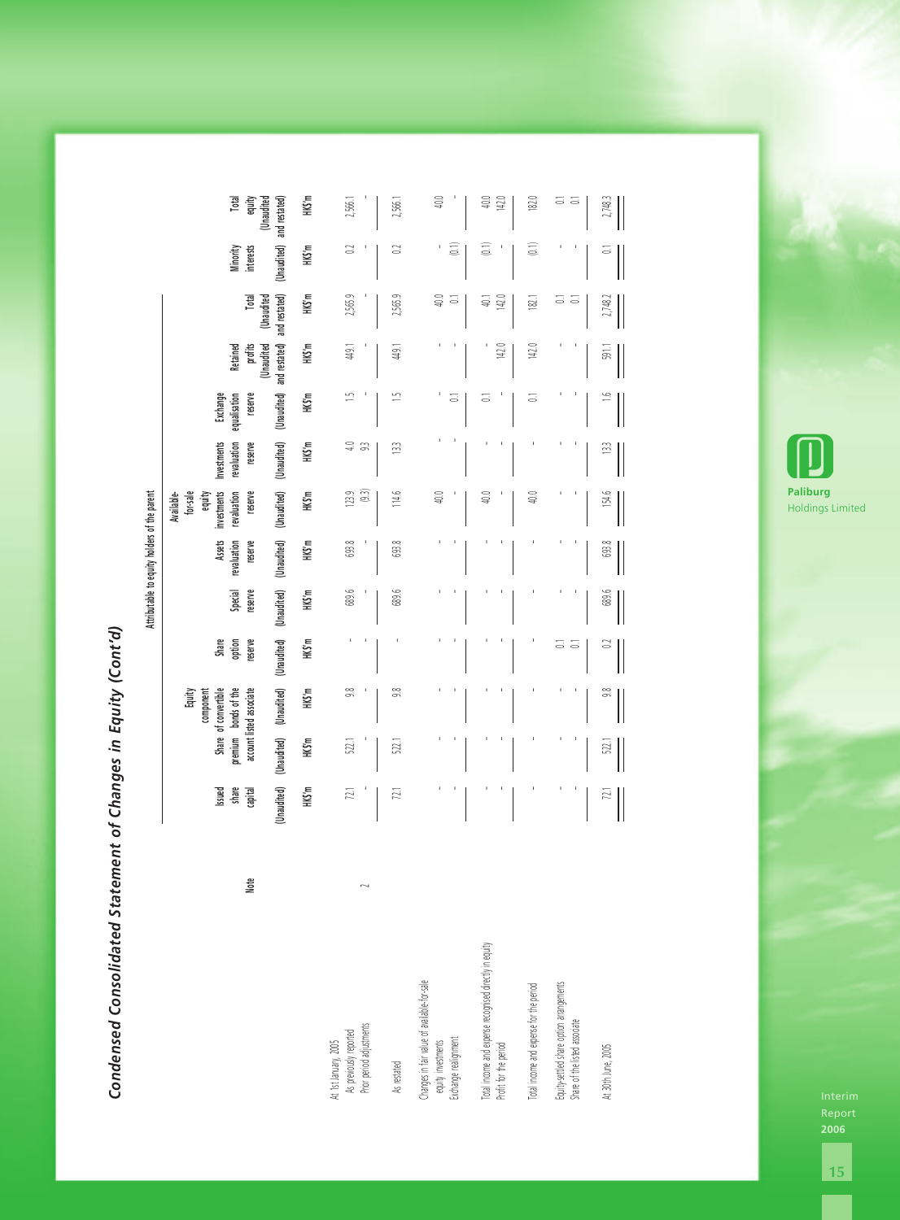# Condensed Consolidated Statement of Changes in Equity (Cont'd)

| | Note | Issued share capital | Share premium account | Equity component of convertible bonds of the listed associate | Share option reserve | Special reserve | Assets revaluation reserve | Available-for-sale equity investments revaluation reserve | Investments revaluation reserve | Exchange equalisation reserve | Retained profits | Total | Minority interests | Total equity |
|---|---|---|---|---|---|---|---|---|---|---|---|---|---|---|
| | | Attributable to equity holders of the parent | | | | | | | | | | | | |
| | | (Unaudited) | (Unaudited) | (Unaudited) | (Unaudited) | (Unaudited) | (Unaudited) | (Unaudited) | (Unaudited) | (Unaudited) | (Unaudited and restated) | (Unaudited and restated) | (Unaudited) | (Unaudited and restated) |
| | | HK$'m | HK$'m | HK$'m | HK$'m | HK$'m | HK$'m | HK$'m | HK$'m | HK$'m | HK$'m | HK$'m | HK$'m | HK$'m |
| At 1st January, 2005 | | | | | | | | | | | | | | |
| As previously reported | | 72.1 | 522.1 | 9.8 | - | 689.6 | 693.8 | 123.9 | 4.0 | 1.5 | 449.1 | 2,565.9 | 0.2 | 2,566.1 |
| Prior period adjustments | 2 | - | - | - | - | - | - | (9.3) | 9.3 | - | - | - | - | - |
| As restated | | 72.1 | 522.1 | 9.8 | - | 689.6 | 693.8 | 114.6 | 13.3 | 1.5 | 449.1 | 2,565.9 | 0.2 | 2,566.1 |
| Changes in fair value of available-for-sale equity investments | | - | - | - | - | - | - | 40.0 | - | - | - | 40.0 | - | 40.0 |
| Exchange realignment | | - | - | - | - | - | - | - | - | 0.1 | - | 0.1 | (0.1) | - |
| Total income and expense recognised directly in equity | | - | - | - | - | - | - | 40.0 | - | 0.1 | - | 40.1 | (0.1) | 40.0 |
| Profit for the period | | - | - | - | - | - | - | - | - | - | 142.0 | 142.0 | - | 142.0 |
| Total income and expense for the period | | - | - | - | - | - | - | 40.0 | - | 0.1 | 142.0 | 182.1 | (0.1) | 182.0 |
| Equity-settled share option arrangements | | - | - | - | 0.1 | - | - | - | - | - | - | 0.1 | - | 0.1 |
| Share of the listed associate | | - | - | - | 0.1 | - | - | - | - | - | - | 0.1 | - | 0.1 |
| At 30th June, 2005 | | 72.1 | 522.1 | 9.8 | 0.2 | 689.6 | 693.8 | 154.6 | 13.3 | 1.6 | 591.1 | 2,748.2 | 0.1 | 2,748.3 |